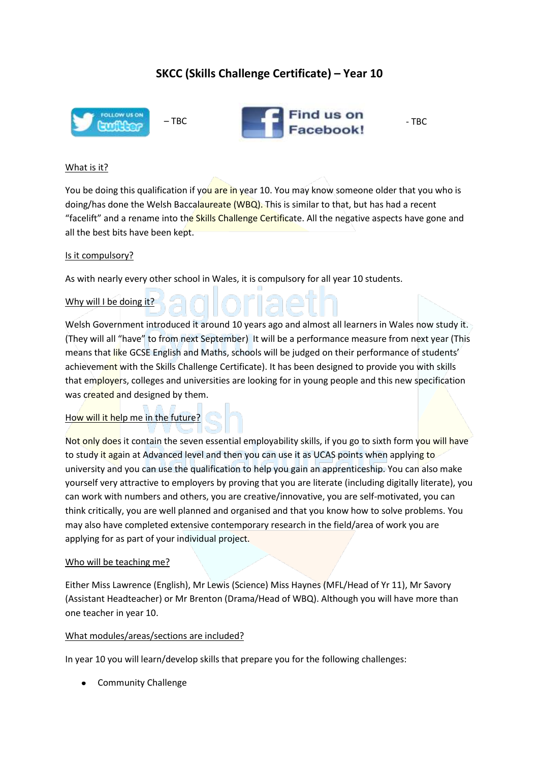# SKCC (Skills Challenge Certificate) – Year 10

Follow us on Twitter – TBC

Find us on Facebook! - TBC

<u>What is it?</u>

You be doing this qualification if you are in year 10. You may know someone older that you who is doing/has done the Welsh Baccalaureate (WBQ). This is similar to that, but has had a recent "facelift" and a rename into the Skills Challenge Certificate. All the negative aspects have gone and all the best bits have been kept.

<u>Is it compulsory?</u>

As with nearly every other school in Wales, it is compulsory for all year 10 students.

<u>Why will I be doing it?</u>

Welsh Government introduced it around 10 years ago and almost all learners in Wales now study it. (They will all "have" to from next September) It will be a performance measure from next year (This means that like GCSE English and Maths, schools will be judged on their performance of students' achievement with the Skills Challenge Certificate). It has been designed to provide you with skills that employers, colleges and universities are looking for in young people and this new specification was created and designed by them.

<u>How will it help me in the future?</u>

Not only does it contain the seven essential employability skills, if you go to sixth form you will have to study it again at Advanced level and then you can use it as UCAS points when applying to university and you can use the qualification to help you gain an apprenticeship. You can also make yourself very attractive to employers by proving that you are literate (including digitally literate), you can work with numbers and others, you are creative/innovative, you are self-motivated, you can think critically, you are well planned and organised and that you know how to solve problems. You may also have completed extensive contemporary research in the field/area of work you are applying for as part of your individual project.

<u>Who will be teaching me?</u>

Either Miss Lawrence (English), Mr Lewis (Science) Miss Haynes (MFL/Head of Yr 11), Mr Savory (Assistant Headteacher) or Mr Brenton (Drama/Head of WBQ). Although you will have more than one teacher in year 10.

<u>What modules/areas/sections are included?</u>

In year 10 you will learn/develop skills that prepare you for the following challenges:

- Community Challenge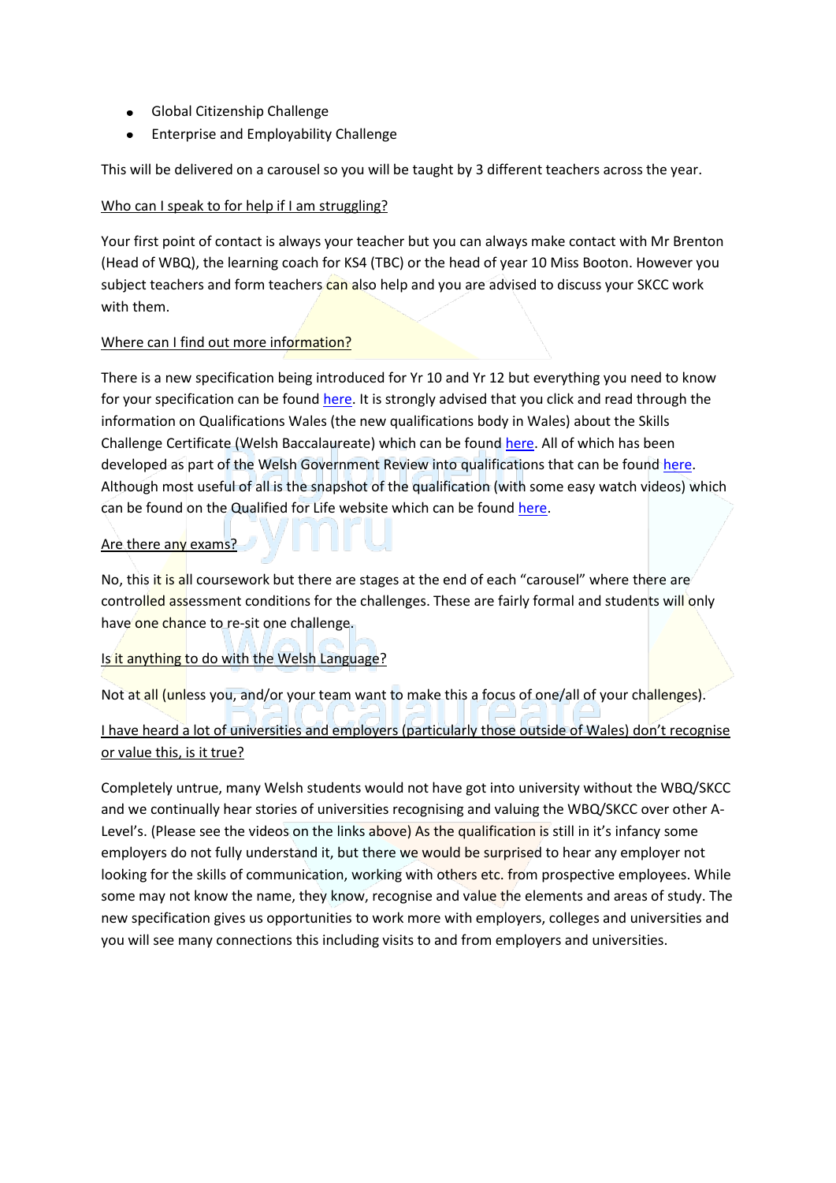- Global Citizenship Challenge
- Enterprise and Employability Challenge

This will be delivered on a carousel so you will be taught by 3 different teachers across the year.

Who can I speak to for help if I am struggling?

Your first point of contact is always your teacher but you can always make contact with Mr Brenton (Head of WBQ), the learning coach for KS4 (TBC) or the head of year 10 Miss Booton. However you subject teachers and form teachers can also help and you are advised to discuss your SKCC work with them.

Where can I find out more information?

There is a new specification being introduced for Yr 10 and Yr 12 but everything you need to know for your specification can be found here. It is strongly advised that you click and read through the information on Qualifications Wales (the new qualifications body in Wales) about the Skills Challenge Certificate (Welsh Baccalaureate) which can be found here. All of which has been developed as part of the Welsh Government Review into qualifications that can be found here. Although most useful of all is the snapshot of the qualification (with some easy watch videos) which can be found on the Qualified for Life website which can be found here.

Are there any exams?

No, this it is all coursework but there are stages at the end of each "carousel" where there are controlled assessment conditions for the challenges. These are fairly formal and students will only have one chance to re-sit one challenge.

Is it anything to do with the Welsh Language?

Not at all (unless you, and/or your team want to make this a focus of one/all of your challenges).

I have heard a lot of universities and employers (particularly those outside of Wales) don't recognise or value this, is it true?

Completely untrue, many Welsh students would not have got into university without the WBQ/SKCC and we continually hear stories of universities recognising and valuing the WBQ/SKCC over other A-Level's. (Please see the videos on the links above) As the qualification is still in it's infancy some employers do not fully understand it, but there we would be surprised to hear any employer not looking for the skills of communication, working with others etc. from prospective employees. While some may not know the name, they know, recognise and value the elements and areas of study. The new specification gives us opportunities to work more with employers, colleges and universities and you will see many connections this including visits to and from employers and universities.